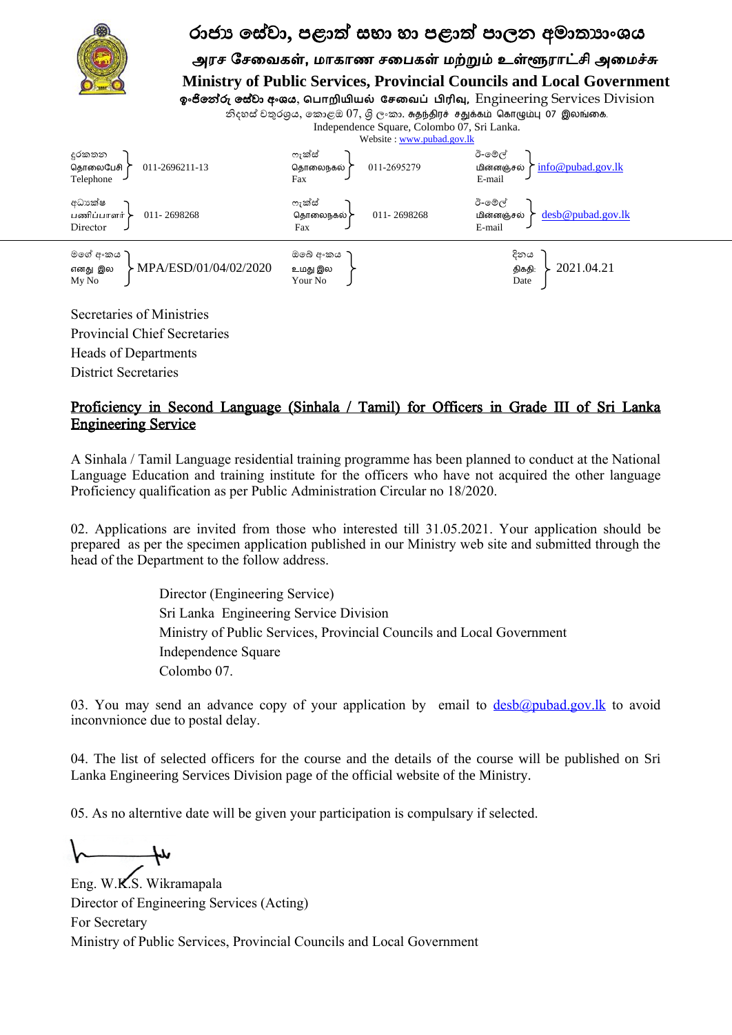# රාජ්‍ය සේවා, පළාත් සභා හා පළාත් පාලන අමාත්‍යාංශය

## அரச சேவைகள், மாகாண சபைகள் மற்றும் உள்ளூராட்சி அமைச்சு

## Ministry of Public Services, Provincial Councils and Local Government

ඉංජිනේරු සේවා අංශය, பொறியியல் சேவைப் பிரிவு, Engineering Services Division

නිදහස් චතුරශ්‍රය, කොළඹ 07, ශ්‍රී ලංකා. சுதந்திரச் சதுக்கம் கொழும்பு 07 இலங்கை.

Independence Square, Colombo 07, Sri Lanka.

Website : www.pubad.gov.lk

| | | | | | |
|---|---|---|---|---|---|
| දුරකතන / தொலைபேசி / Telephone | 011-2696211-13 | ෆැක්ස් / தொலைநகல / Fax | 011-2695279 | ඊ-මේල් / மின்னஞ்சல / E-mail | info@pubad.gov.lk |
| අධ්‍යක්ෂ / பணிப்பாளர் / Director | 011- 2698268 | ෆැක්ස් / தொலைநகல / Fax | 011- 2698268 | ඊ-මේල් / மின்னஞ்சல / E-mail | desb@pubad.gov.lk |

| | | | | | |
|---|---|---|---|---|---|
| මගේ අංකය / எனது இல / My No | MPA/ESD/01/04/02/2020 | ඔබේ අංකය / உமது இல / Your No | | දිනය / திகதி / Date | 2021.04.21 |

Secretaries of Ministries
Provincial Chief Secretaries
Heads of Departments
District Secretaries

**Proficiency in Second Language (Sinhala / Tamil) for Officers in Grade III of Sri Lanka Engineering Service**

A Sinhala / Tamil Language residential training programme has been planned to conduct at the National Language Education and training institute for the officers who have not acquired the other language Proficiency qualification as per Public Administration Circular no 18/2020.

02. Applications are invited from those who interested till 31.05.2021. Your application should be prepared as per the specimen application published in our Ministry web site and submitted through the head of the Department to the follow address.

Director (Engineering Service)
Sri Lanka Engineering Service Division
Ministry of Public Services, Provincial Councils and Local Government
Independence Square
Colombo 07.

03. You may send an advance copy of your application by email to desb@pubad.gov.lk to avoid inconvnionce due to postal delay.

04. The list of selected officers for the course and the details of the course will be published on Sri Lanka Engineering Services Division page of the official website of the Ministry.

05. As no alterntive date will be given your participation is compulsary if selected.

Eng. W.K.S. Wikramapala
Director of Engineering Services (Acting)
For Secretary
Ministry of Public Services, Provincial Councils and Local Government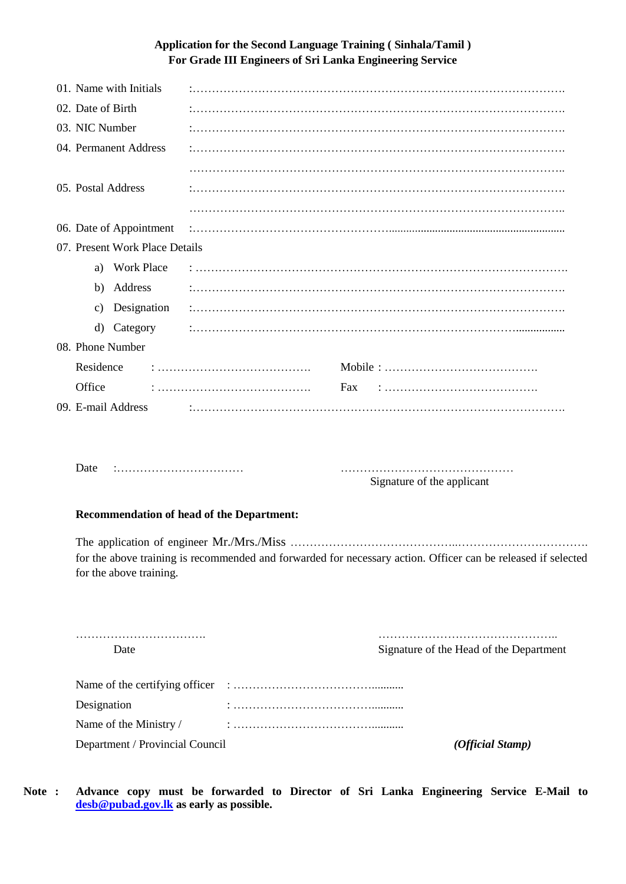**Application for the Second Language Training ( Sinhala/Tamil )**
**For Grade III Engineers of Sri Lanka Engineering Service**

01. Name with Initials :……………………………………………………………………………………

02. Date of Birth :……………………………………………………………………………………

03. NIC Number :……………………………………………………………………………………

04. Permanent Address :……………………………………………………………………………………

……………………………………………………………………………………

05. Postal Address :……………………………………………………………………………………

……………………………………………………………………………………

06. Date of Appointment :……………………………………………………………………………………

07. Present Work Place Details

a) Work Place : ……………………………………………………………………………………

b) Address :……………………………………………………………………………………

c) Designation :……………………………………………………………………………………

d) Category :……………………………………………………………………………………

08. Phone Number

Residence : …………………………………. Mobile : ………………………………….

Office : …………………………………. Fax : ………………………………….

09. E-mail Address :……………………………………………………………………………………

Date :……………………………

……………………………………… Signature of the applicant

**Recommendation of head of the Department:**

The application of engineer Mr./Mrs./Miss ……………………………………..……………………………. for the above training is recommended and forwarded for necessary action. Officer can be released if selected for the above training.

……………………………. Date

……………………………………….. Signature of the Head of the Department

Name of the certifying officer : ……………………………………….

Designation : ……………………………………….

Name of the Ministry / Department / Provincial Council : ……………………………………….

***(Official Stamp)***

**Note : Advance copy must be forwarded to Director of Sri Lanka Engineering Service E-Mail to desb@pubad.gov.lk as early as possible.**